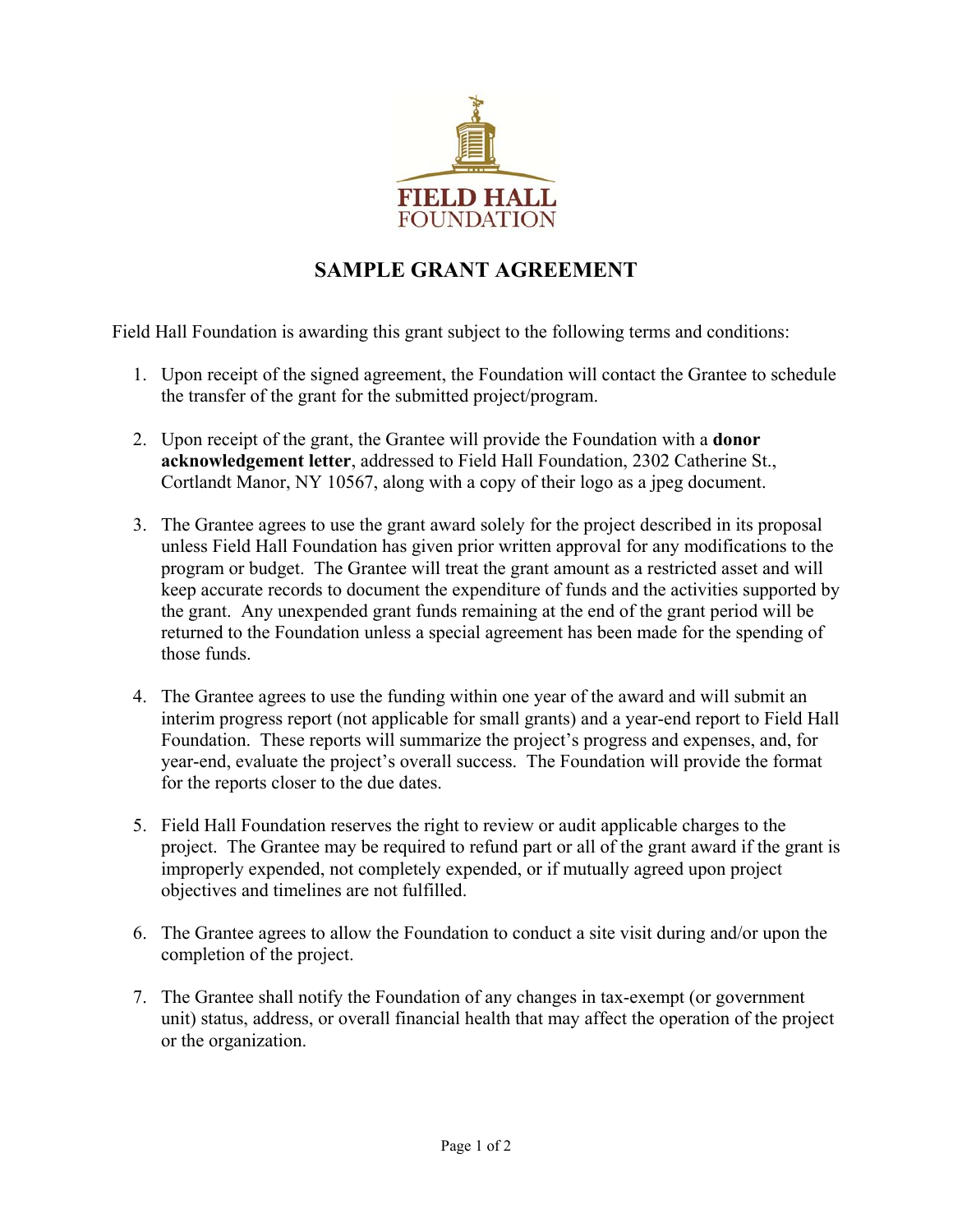FIELD HALL
FOUNDATION

# SAMPLE GRANT AGREEMENT

Field Hall Foundation is awarding this grant subject to the following terms and conditions:

1. Upon receipt of the signed agreement, the Foundation will contact the Grantee to schedule the transfer of the grant for the submitted project/program.

2. Upon receipt of the grant, the Grantee will provide the Foundation with a **donor acknowledgement letter**, addressed to Field Hall Foundation, 2302 Catherine St., Cortlandt Manor, NY 10567, along with a copy of their logo as a jpeg document.

3. The Grantee agrees to use the grant award solely for the project described in its proposal unless Field Hall Foundation has given prior written approval for any modifications to the program or budget. The Grantee will treat the grant amount as a restricted asset and will keep accurate records to document the expenditure of funds and the activities supported by the grant. Any unexpended grant funds remaining at the end of the grant period will be returned to the Foundation unless a special agreement has been made for the spending of those funds.

4. The Grantee agrees to use the funding within one year of the award and will submit an interim progress report (not applicable for small grants) and a year-end report to Field Hall Foundation. These reports will summarize the project's progress and expenses, and, for year-end, evaluate the project's overall success. The Foundation will provide the format for the reports closer to the due dates.

5. Field Hall Foundation reserves the right to review or audit applicable charges to the project. The Grantee may be required to refund part or all of the grant award if the grant is improperly expended, not completely expended, or if mutually agreed upon project objectives and timelines are not fulfilled.

6. The Grantee agrees to allow the Foundation to conduct a site visit during and/or upon the completion of the project.

7. The Grantee shall notify the Foundation of any changes in tax-exempt (or government unit) status, address, or overall financial health that may affect the operation of the project or the organization.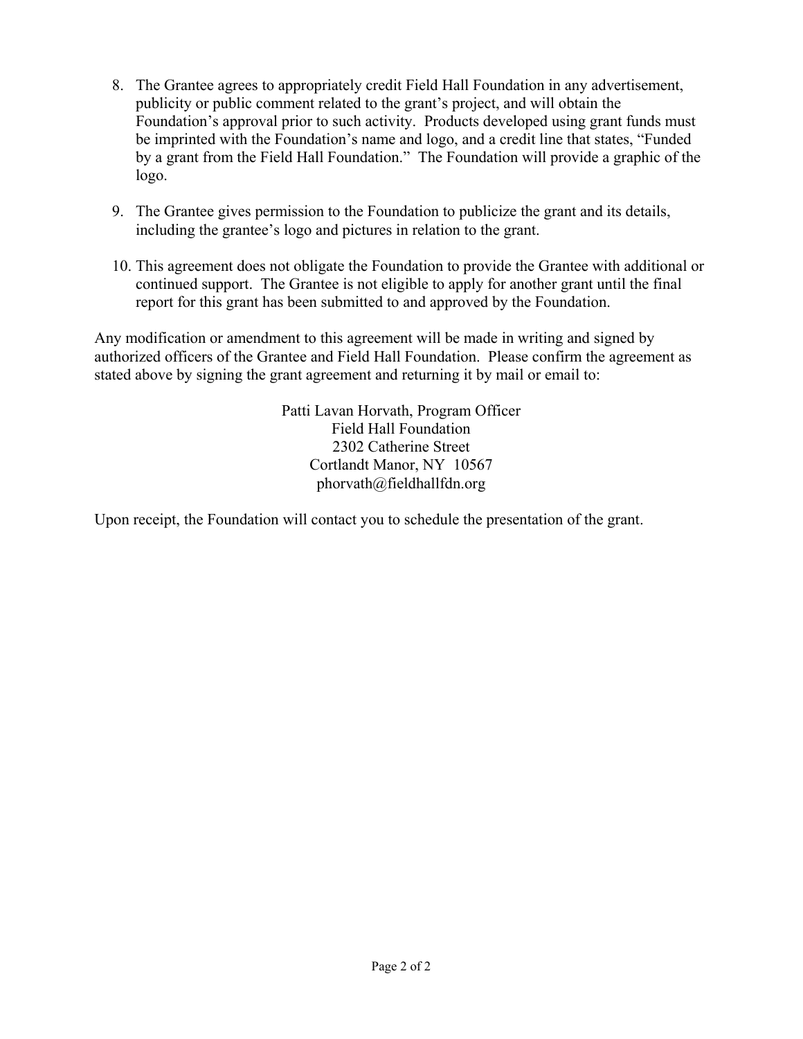8. The Grantee agrees to appropriately credit Field Hall Foundation in any advertisement, publicity or public comment related to the grant's project, and will obtain the Foundation's approval prior to such activity. Products developed using grant funds must be imprinted with the Foundation's name and logo, and a credit line that states, "Funded by a grant from the Field Hall Foundation." The Foundation will provide a graphic of the logo.

9. The Grantee gives permission to the Foundation to publicize the grant and its details, including the grantee's logo and pictures in relation to the grant.

10. This agreement does not obligate the Foundation to provide the Grantee with additional or continued support. The Grantee is not eligible to apply for another grant until the final report for this grant has been submitted to and approved by the Foundation.

Any modification or amendment to this agreement will be made in writing and signed by authorized officers of the Grantee and Field Hall Foundation. Please confirm the agreement as stated above by signing the grant agreement and returning it by mail or email to:

Patti Lavan Horvath, Program Officer
Field Hall Foundation
2302 Catherine Street
Cortlandt Manor, NY 10567
phorvath@fieldhallfdn.org

Upon receipt, the Foundation will contact you to schedule the presentation of the grant.